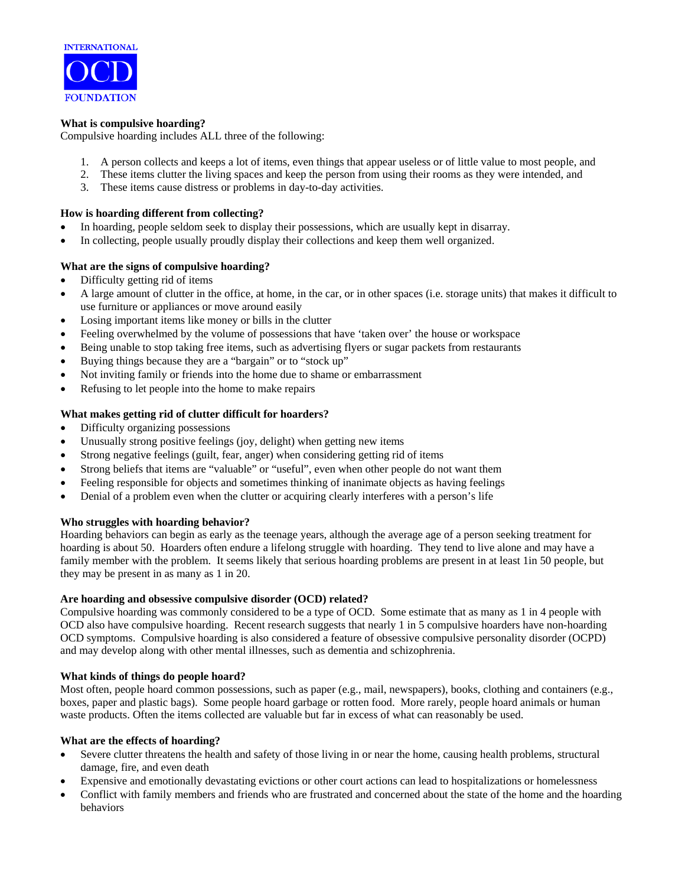INTERNATIONAL OCD FOUNDATION

**What is compulsive hoarding?**
Compulsive hoarding includes ALL three of the following:

1. A person collects and keeps a lot of items, even things that appear useless or of little value to most people, and
2. These items clutter the living spaces and keep the person from using their rooms as they were intended, and
3. These items cause distress or problems in day-to-day activities.

**How is hoarding different from collecting?**

- In hoarding, people seldom seek to display their possessions, which are usually kept in disarray.
- In collecting, people usually proudly display their collections and keep them well organized.

**What are the signs of compulsive hoarding?**

- Difficulty getting rid of items
- A large amount of clutter in the office, at home, in the car, or in other spaces (i.e. storage units) that makes it difficult to use furniture or appliances or move around easily
- Losing important items like money or bills in the clutter
- Feeling overwhelmed by the volume of possessions that have 'taken over' the house or workspace
- Being unable to stop taking free items, such as advertising flyers or sugar packets from restaurants
- Buying things because they are a "bargain" or to "stock up"
- Not inviting family or friends into the home due to shame or embarrassment
- Refusing to let people into the home to make repairs

**What makes getting rid of clutter difficult for hoarders?**

- Difficulty organizing possessions
- Unusually strong positive feelings (joy, delight) when getting new items
- Strong negative feelings (guilt, fear, anger) when considering getting rid of items
- Strong beliefs that items are "valuable" or "useful", even when other people do not want them
- Feeling responsible for objects and sometimes thinking of inanimate objects as having feelings
- Denial of a problem even when the clutter or acquiring clearly interferes with a person's life

**Who struggles with hoarding behavior?**
Hoarding behaviors can begin as early as the teenage years, although the average age of a person seeking treatment for hoarding is about 50. Hoarders often endure a lifelong struggle with hoarding. They tend to live alone and may have a family member with the problem. It seems likely that serious hoarding problems are present in at least 1in 50 people, but they may be present in as many as 1 in 20.

**Are hoarding and obsessive compulsive disorder (OCD) related?**
Compulsive hoarding was commonly considered to be a type of OCD. Some estimate that as many as 1 in 4 people with OCD also have compulsive hoarding. Recent research suggests that nearly 1 in 5 compulsive hoarders have non-hoarding OCD symptoms. Compulsive hoarding is also considered a feature of obsessive compulsive personality disorder (OCPD) and may develop along with other mental illnesses, such as dementia and schizophrenia.

**What kinds of things do people hoard?**
Most often, people hoard common possessions, such as paper (e.g., mail, newspapers), books, clothing and containers (e.g., boxes, paper and plastic bags). Some people hoard garbage or rotten food. More rarely, people hoard animals or human waste products. Often the items collected are valuable but far in excess of what can reasonably be used.

**What are the effects of hoarding?**

- Severe clutter threatens the health and safety of those living in or near the home, causing health problems, structural damage, fire, and even death
- Expensive and emotionally devastating evictions or other court actions can lead to hospitalizations or homelessness
- Conflict with family members and friends who are frustrated and concerned about the state of the home and the hoarding behaviors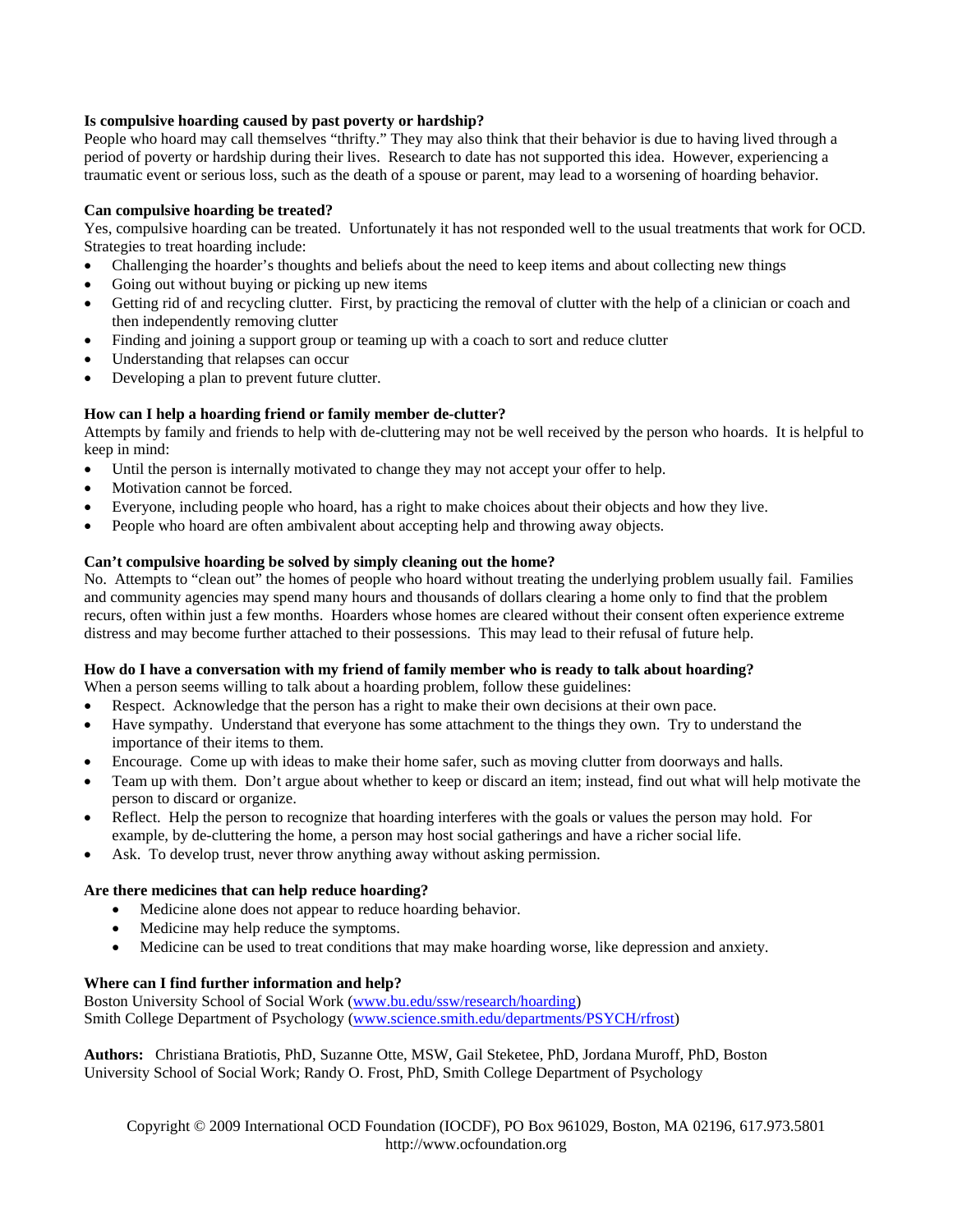**Is compulsive hoarding caused by past poverty or hardship?**

People who hoard may call themselves "thrifty." They may also think that their behavior is due to having lived through a period of poverty or hardship during their lives. Research to date has not supported this idea. However, experiencing a traumatic event or serious loss, such as the death of a spouse or parent, may lead to a worsening of hoarding behavior.

**Can compulsive hoarding be treated?**

Yes, compulsive hoarding can be treated. Unfortunately it has not responded well to the usual treatments that work for OCD. Strategies to treat hoarding include:

- Challenging the hoarder's thoughts and beliefs about the need to keep items and about collecting new things
- Going out without buying or picking up new items
- Getting rid of and recycling clutter. First, by practicing the removal of clutter with the help of a clinician or coach and then independently removing clutter
- Finding and joining a support group or teaming up with a coach to sort and reduce clutter
- Understanding that relapses can occur
- Developing a plan to prevent future clutter.

**How can I help a hoarding friend or family member de-clutter?**

Attempts by family and friends to help with de-cluttering may not be well received by the person who hoards. It is helpful to keep in mind:

- Until the person is internally motivated to change they may not accept your offer to help.
- Motivation cannot be forced.
- Everyone, including people who hoard, has a right to make choices about their objects and how they live.
- People who hoard are often ambivalent about accepting help and throwing away objects.

**Can't compulsive hoarding be solved by simply cleaning out the home?**

No. Attempts to "clean out" the homes of people who hoard without treating the underlying problem usually fail. Families and community agencies may spend many hours and thousands of dollars clearing a home only to find that the problem recurs, often within just a few months. Hoarders whose homes are cleared without their consent often experience extreme distress and may become further attached to their possessions. This may lead to their refusal of future help.

**How do I have a conversation with my friend of family member who is ready to talk about hoarding?**

When a person seems willing to talk about a hoarding problem, follow these guidelines:

- Respect. Acknowledge that the person has a right to make their own decisions at their own pace.
- Have sympathy. Understand that everyone has some attachment to the things they own. Try to understand the importance of their items to them.
- Encourage. Come up with ideas to make their home safer, such as moving clutter from doorways and halls.
- Team up with them. Don't argue about whether to keep or discard an item; instead, find out what will help motivate the person to discard or organize.
- Reflect. Help the person to recognize that hoarding interferes with the goals or values the person may hold. For example, by de-cluttering the home, a person may host social gatherings and have a richer social life.
- Ask. To develop trust, never throw anything away without asking permission.

**Are there medicines that can help reduce hoarding?**

- Medicine alone does not appear to reduce hoarding behavior.
- Medicine may help reduce the symptoms.
- Medicine can be used to treat conditions that may make hoarding worse, like depression and anxiety.

**Where can I find further information and help?**

Boston University School of Social Work (www.bu.edu/ssw/research/hoarding)
Smith College Department of Psychology (www.science.smith.edu/departments/PSYCH/rfrost)

**Authors:** Christiana Bratiotis, PhD, Suzanne Otte, MSW, Gail Steketee, PhD, Jordana Muroff, PhD, Boston University School of Social Work; Randy O. Frost, PhD, Smith College Department of Psychology

Copyright © 2009 International OCD Foundation (IOCDF), PO Box 961029, Boston, MA 02196, 617.973.5801
http://www.ocfoundation.org